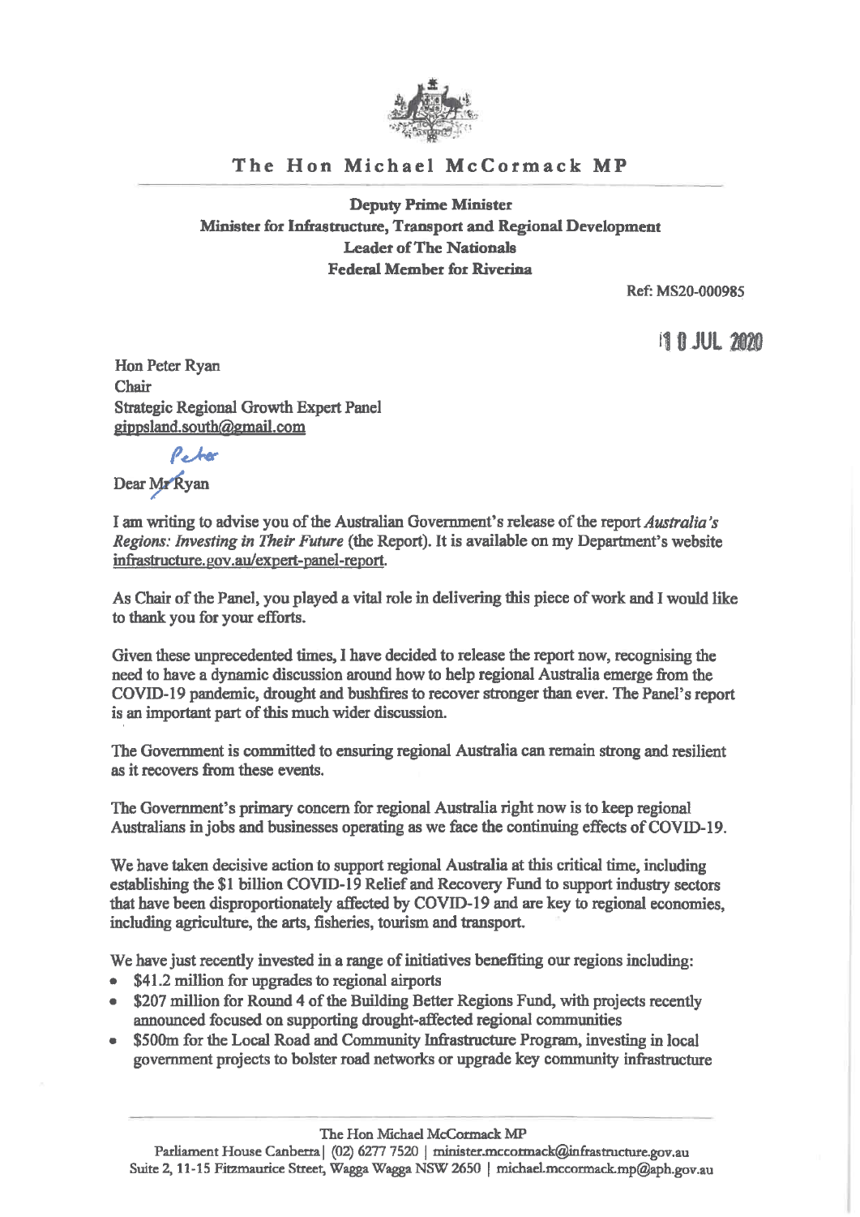# The Hon Michael McCormack MP

**Deputy Prime Minister**
**Minister for Infrastructure, Transport and Regional Development**
**Leader of The Nationals**
**Federal Member for Riverina**

Ref: MS20-000985

10 JUL 2020

Hon Peter Ryan
Chair
Strategic Regional Growth Expert Panel
gippsland.south@gmail.com

Dear ~~Mr~~ Peter Ryan

I am writing to advise you of the Australian Government's release of the report *Australia's Regions: Investing in Their Future* (the Report). It is available on my Department's website infrastructure.gov.au/expert-panel-report.

As Chair of the Panel, you played a vital role in delivering this piece of work and I would like to thank you for your efforts.

Given these unprecedented times, I have decided to release the report now, recognising the need to have a dynamic discussion around how to help regional Australia emerge from the COVID-19 pandemic, drought and bushfires to recover stronger than ever. The Panel's report is an important part of this much wider discussion.

The Government is committed to ensuring regional Australia can remain strong and resilient as it recovers from these events.

The Government's primary concern for regional Australia right now is to keep regional Australians in jobs and businesses operating as we face the continuing effects of COVID-19.

We have taken decisive action to support regional Australia at this critical time, including establishing the $1 billion COVID-19 Relief and Recovery Fund to support industry sectors that have been disproportionately affected by COVID-19 and are key to regional economies, including agriculture, the arts, fisheries, tourism and transport.

We have just recently invested in a range of initiatives benefiting our regions including:

- $41.2 million for upgrades to regional airports
- $207 million for Round 4 of the Building Better Regions Fund, with projects recently announced focused on supporting drought-affected regional communities
- $500m for the Local Road and Community Infrastructure Program, investing in local government projects to bolster road networks or upgrade key community infrastructure

The Hon Michael McCormack MP
Parliament House Canberra | (02) 6277 7520 | minister.mccormack@infrastructure.gov.au
Suite 2, 11-15 Fitzmaurice Street, Wagga Wagga NSW 2650 | michael.mccormack.mp@aph.gov.au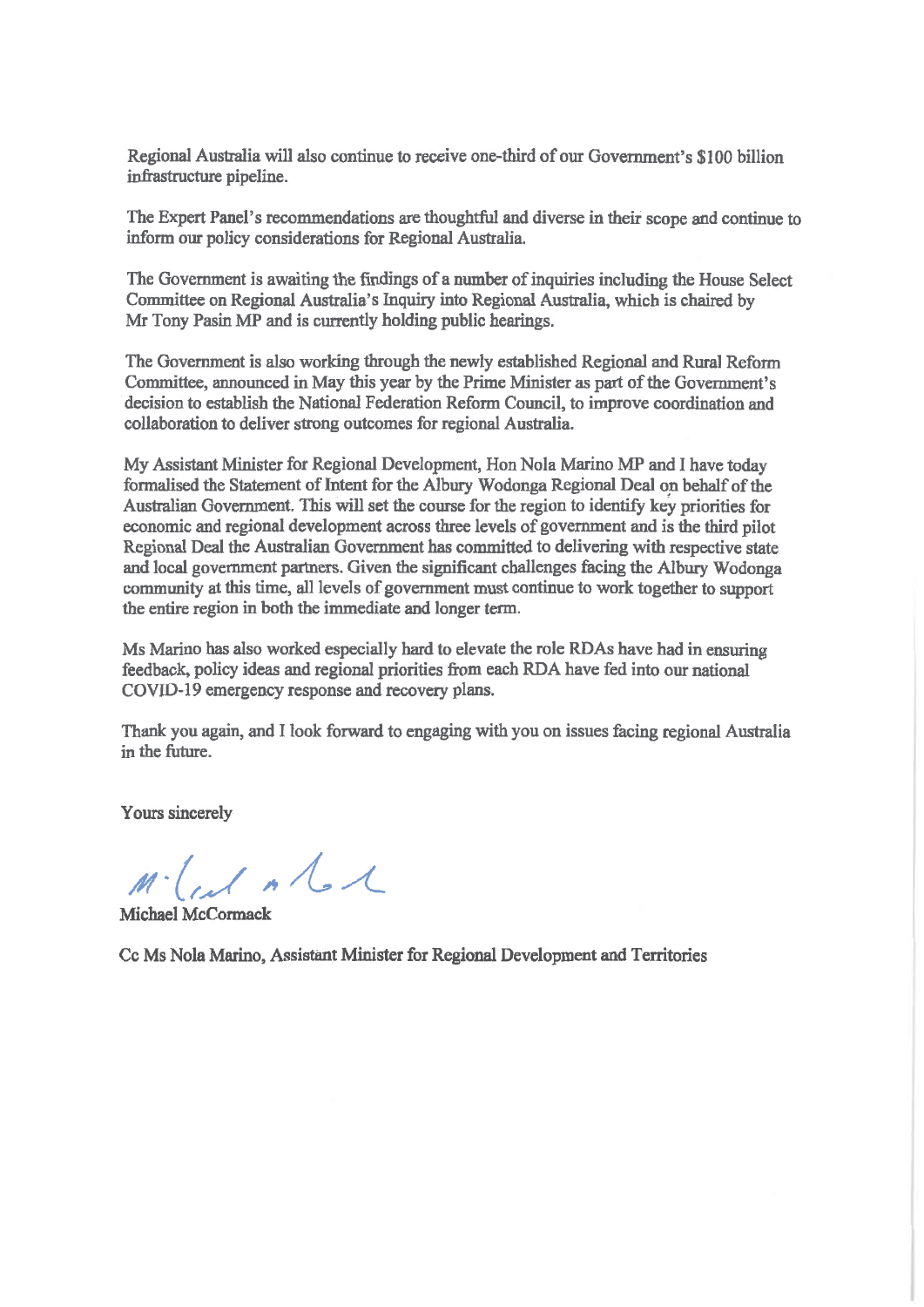Regional Australia will also continue to receive one-third of our Government's $100 billion infrastructure pipeline.

The Expert Panel's recommendations are thoughtful and diverse in their scope and continue to inform our policy considerations for Regional Australia.

The Government is awaiting the findings of a number of inquiries including the House Select Committee on Regional Australia's Inquiry into Regional Australia, which is chaired by Mr Tony Pasin MP and is currently holding public hearings.

The Government is also working through the newly established Regional and Rural Reform Committee, announced in May this year by the Prime Minister as part of the Government's decision to establish the National Federation Reform Council, to improve coordination and collaboration to deliver strong outcomes for regional Australia.

My Assistant Minister for Regional Development, Hon Nola Marino MP and I have today formalised the Statement of Intent for the Albury Wodonga Regional Deal on behalf of the Australian Government. This will set the course for the region to identify key priorities for economic and regional development across three levels of government and is the third pilot Regional Deal the Australian Government has committed to delivering with respective state and local government partners. Given the significant challenges facing the Albury Wodonga community at this time, all levels of government must continue to work together to support the entire region in both the immediate and longer term.

Ms Marino has also worked especially hard to elevate the role RDAs have had in ensuring feedback, policy ideas and regional priorities from each RDA have fed into our national COVID-19 emergency response and recovery plans.

Thank you again, and I look forward to engaging with you on issues facing regional Australia in the future.

Yours sincerely

Michael McCormack

Cc Ms Nola Marino, Assistant Minister for Regional Development and Territories